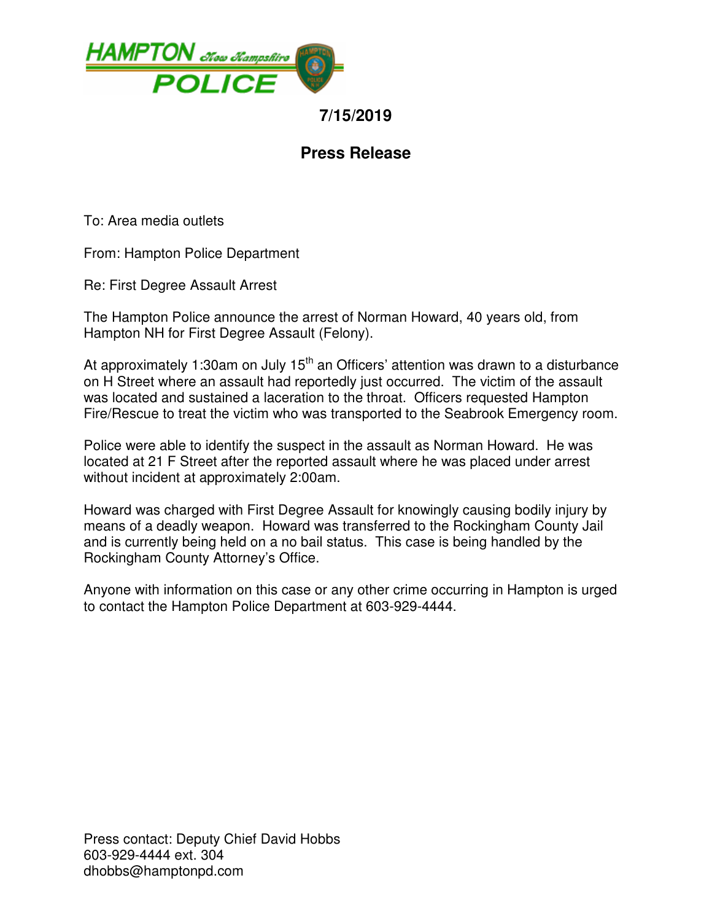HAMPTON New Hampshire POLICE

**7/15/2019**

## Press Release

To: Area media outlets

From: Hampton Police Department

Re: First Degree Assault Arrest

The Hampton Police announce the arrest of Norman Howard, 40 years old, from Hampton NH for First Degree Assault (Felony).

At approximately 1:30am on July 15th an Officers' attention was drawn to a disturbance on H Street where an assault had reportedly just occurred. The victim of the assault was located and sustained a laceration to the throat. Officers requested Hampton Fire/Rescue to treat the victim who was transported to the Seabrook Emergency room.

Police were able to identify the suspect in the assault as Norman Howard. He was located at 21 F Street after the reported assault where he was placed under arrest without incident at approximately 2:00am.

Howard was charged with First Degree Assault for knowingly causing bodily injury by means of a deadly weapon. Howard was transferred to the Rockingham County Jail and is currently being held on a no bail status. This case is being handled by the Rockingham County Attorney's Office.

Anyone with information on this case or any other crime occurring in Hampton is urged to contact the Hampton Police Department at 603-929-4444.

Press contact: Deputy Chief David Hobbs
603-929-4444 ext. 304
dhobbs@hamptonpd.com